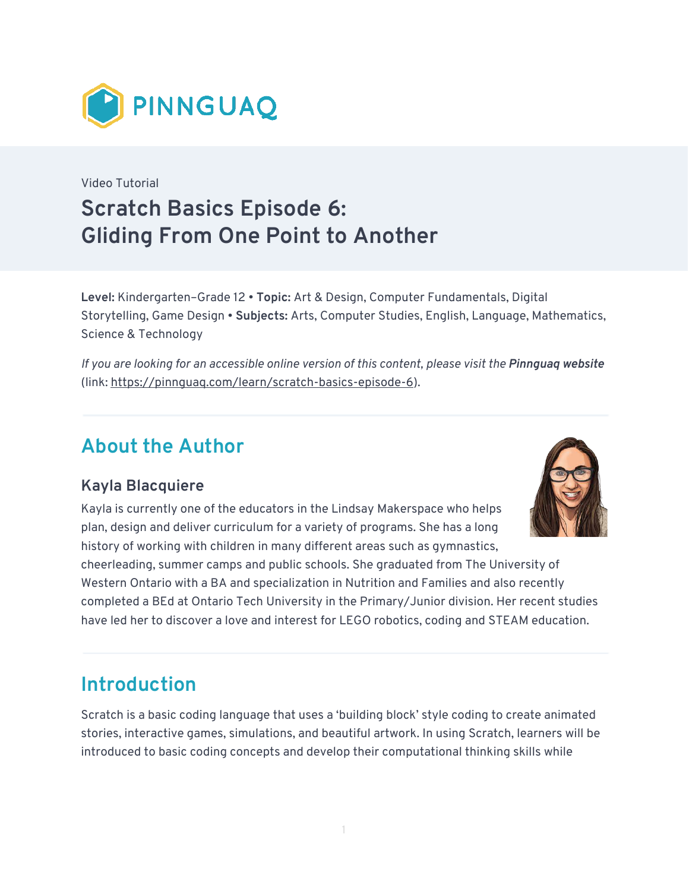PINNGUAQ

Video Tutorial

# Scratch Basics Episode 6: Gliding From One Point to Another

**Level:** Kindergarten–Grade 12 • **Topic:** Art & Design, Computer Fundamentals, Digital Storytelling, Game Design • **Subjects:** Arts, Computer Studies, English, Language, Mathematics, Science & Technology

*If you are looking for an accessible online version of this content, please visit the* ***Pinnguaq website*** (link: https://pinnguaq.com/learn/scratch-basics-episode-6).

## About the Author

### Kayla Blacquiere

Kayla is currently one of the educators in the Lindsay Makerspace who helps plan, design and deliver curriculum for a variety of programs. She has a long history of working with children in many different areas such as gymnastics, cheerleading, summer camps and public schools. She graduated from The University of Western Ontario with a BA and specialization in Nutrition and Families and also recently completed a BEd at Ontario Tech University in the Primary/Junior division. Her recent studies have led her to discover a love and interest for LEGO robotics, coding and STEAM education.

## Introduction

Scratch is a basic coding language that uses a 'building block' style coding to create animated stories, interactive games, simulations, and beautiful artwork. In using Scratch, learners will be introduced to basic coding concepts and develop their computational thinking skills while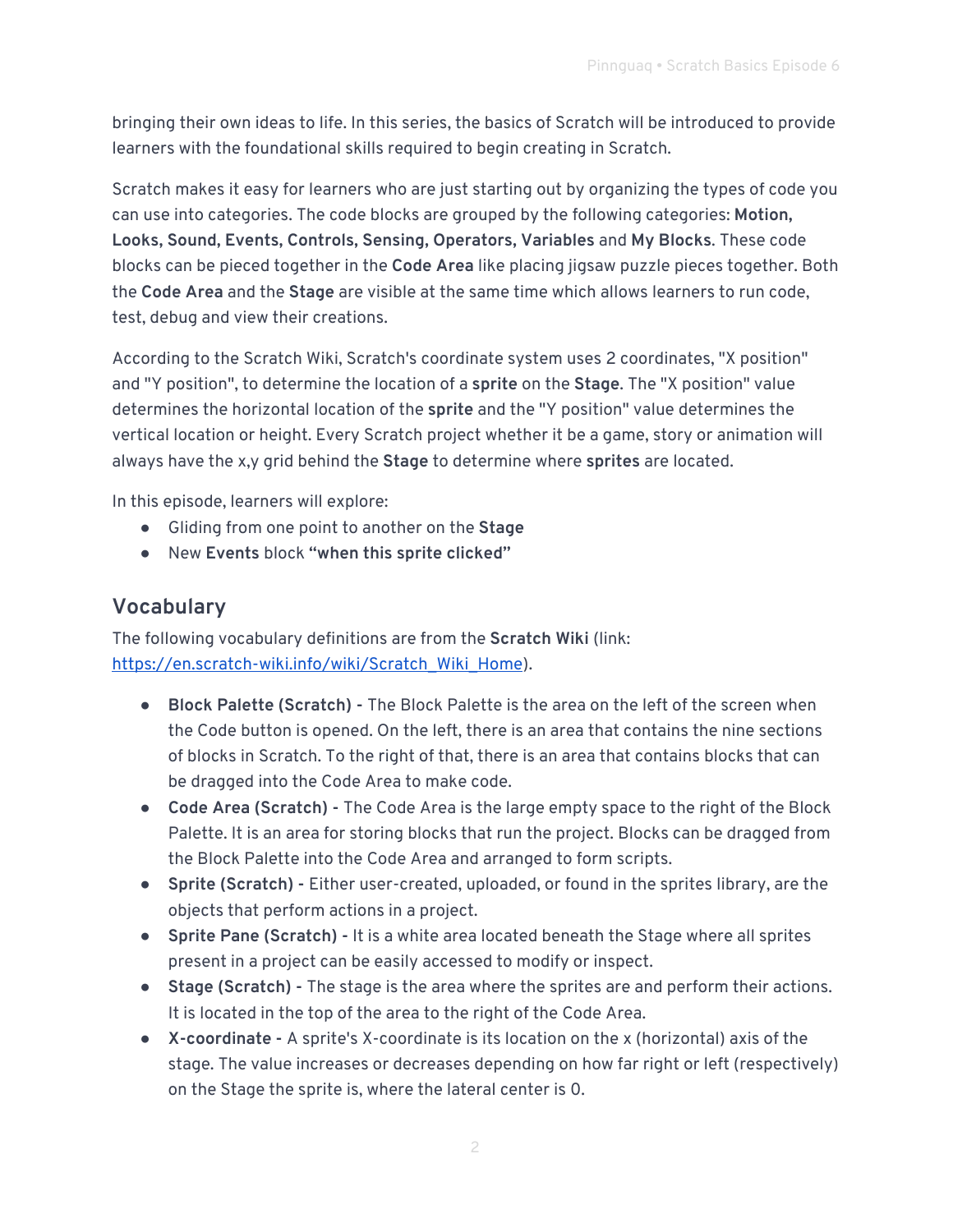bringing their own ideas to life. In this series, the basics of Scratch will be introduced to provide learners with the foundational skills required to begin creating in Scratch.

Scratch makes it easy for learners who are just starting out by organizing the types of code you can use into categories. The code blocks are grouped by the following categories: **Motion, Looks, Sound, Events, Controls, Sensing, Operators, Variables** and **My Blocks**. These code blocks can be pieced together in the **Code Area** like placing jigsaw puzzle pieces together. Both the **Code Area** and the **Stage** are visible at the same time which allows learners to run code, test, debug and view their creations.

According to the Scratch Wiki, Scratch's coordinate system uses 2 coordinates, "X position" and "Y position", to determine the location of a **sprite** on the **Stage**. The "X position" value determines the horizontal location of the **sprite** and the "Y position" value determines the vertical location or height. Every Scratch project whether it be a game, story or animation will always have the x,y grid behind the **Stage** to determine where **sprites** are located.

In this episode, learners will explore:

- Gliding from one point to another on the **Stage**
- New **Events** block **"when this sprite clicked"**

## Vocabulary

The following vocabulary definitions are from the **Scratch Wiki** (link: [https://en.scratch-wiki.info/wiki/Scratch_Wiki_Home](https://en.scratch-wiki.info/wiki/Scratch_Wiki_Home)).

- **Block Palette (Scratch) -** The Block Palette is the area on the left of the screen when the Code button is opened. On the left, there is an area that contains the nine sections of blocks in Scratch. To the right of that, there is an area that contains blocks that can be dragged into the Code Area to make code.
- **Code Area (Scratch) -** The Code Area is the large empty space to the right of the Block Palette. It is an area for storing blocks that run the project. Blocks can be dragged from the Block Palette into the Code Area and arranged to form scripts.
- **Sprite (Scratch) -** Either user-created, uploaded, or found in the sprites library, are the objects that perform actions in a project.
- **Sprite Pane (Scratch) -** It is a white area located beneath the Stage where all sprites present in a project can be easily accessed to modify or inspect.
- **Stage (Scratch) -** The stage is the area where the sprites are and perform their actions. It is located in the top of the area to the right of the Code Area.
- **X-coordinate -** A sprite's X-coordinate is its location on the x (horizontal) axis of the stage. The value increases or decreases depending on how far right or left (respectively) on the Stage the sprite is, where the lateral center is 0.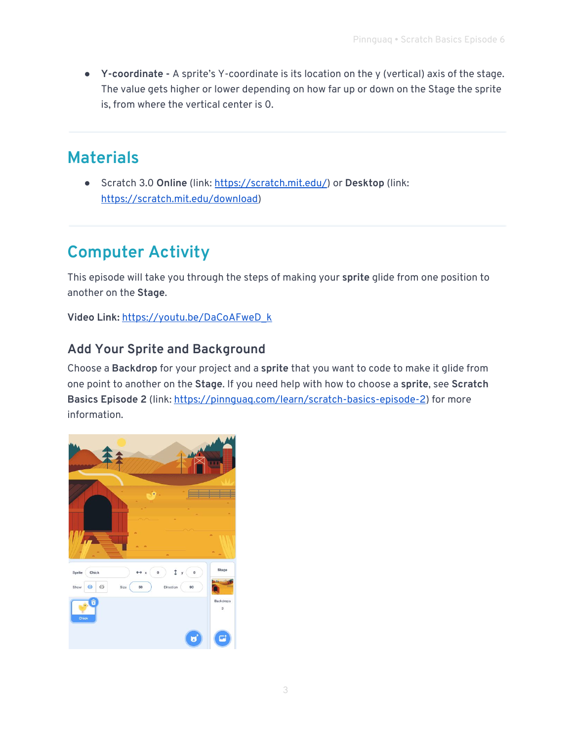- **Y-coordinate -** A sprite's Y-coordinate is its location on the y (vertical) axis of the stage. The value gets higher or lower depending on how far up or down on the Stage the sprite is, from where the vertical center is 0.

## Materials

- Scratch 3.0 **Online** (link: https://scratch.mit.edu/) or **Desktop** (link: https://scratch.mit.edu/download)

## Computer Activity

This episode will take you through the steps of making your **sprite** glide from one position to another on the **Stage**.

**Video Link:** https://youtu.be/DaCoAFweD_k

### Add Your Sprite and Background

Choose a **Backdrop** for your project and a **sprite** that you want to code to make it glide from one point to another on the **Stage**. If you need help with how to choose a **sprite**, see **Scratch Basics Episode 2** (link: https://pinnguaq.com/learn/scratch-basics-episode-2) for more information.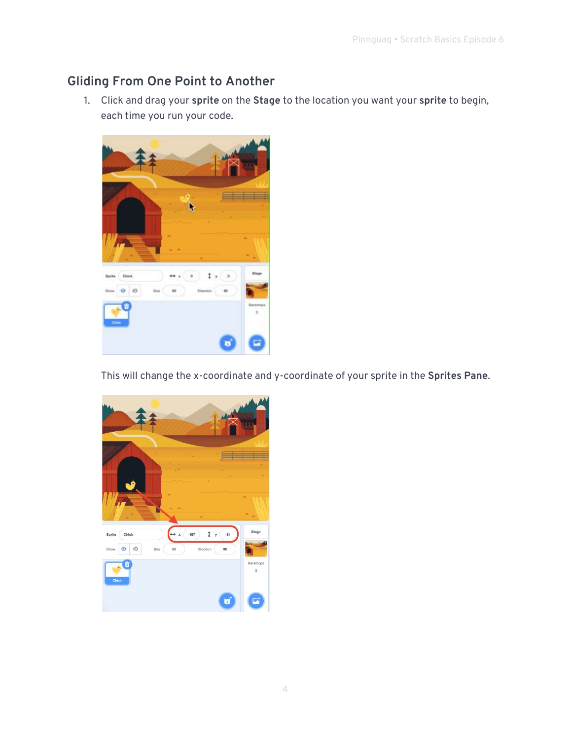## Gliding From One Point to Another

1. Click and drag your **sprite** on the **Stage** to the location you want your **sprite** to begin, each time you run your code.

   This will change the x-coordinate and y-coordinate of your sprite in the **Sprites Pane**.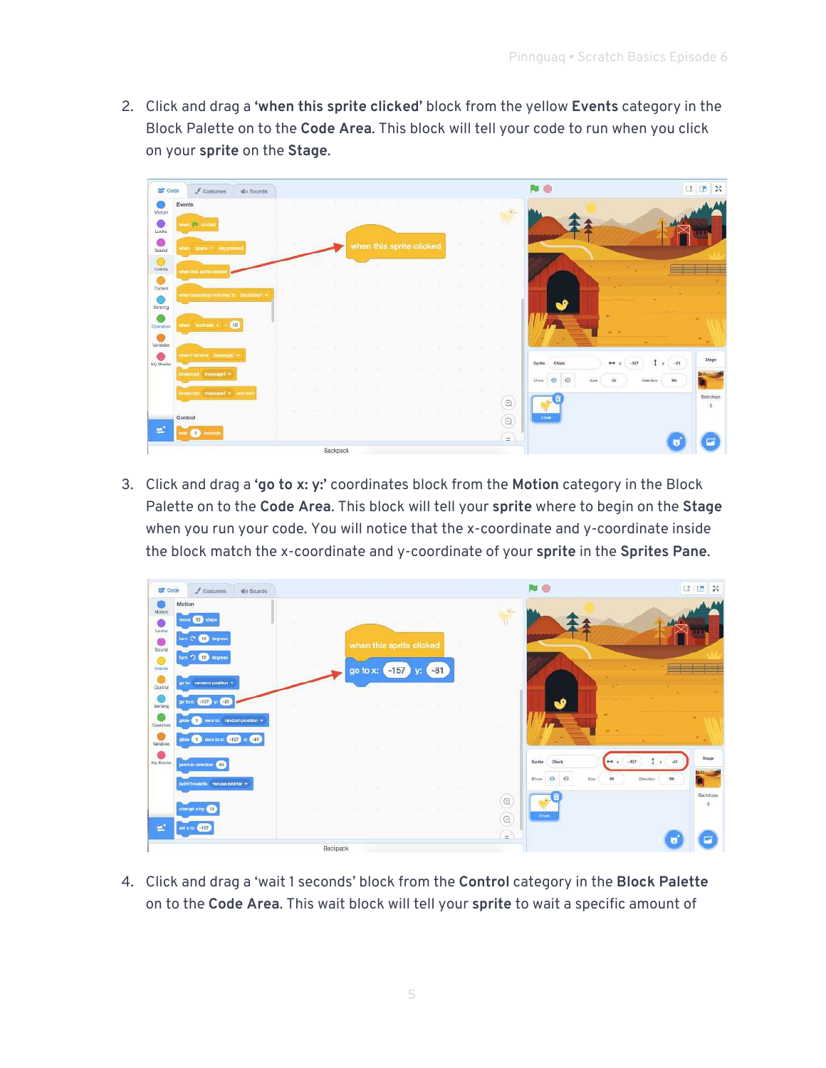2. Click and drag a **'when this sprite clicked'** block from the yellow **Events** category in the Block Palette on to the **Code Area**. This block will tell your code to run when you click on your **sprite** on the **Stage**.

3. Click and drag a **'go to x: y:'** coordinates block from the **Motion** category in the Block Palette on to the **Code Area**. This block will tell your **sprite** where to begin on the **Stage** when you run your code. You will notice that the x-coordinate and y-coordinate inside the block match the x-coordinate and y-coordinate of your **sprite** in the **Sprites Pane**.

4. Click and drag a 'wait 1 seconds' block from the **Control** category in the **Block Palette** on to the **Code Area**. This wait block will tell your **sprite** to wait a specific amount of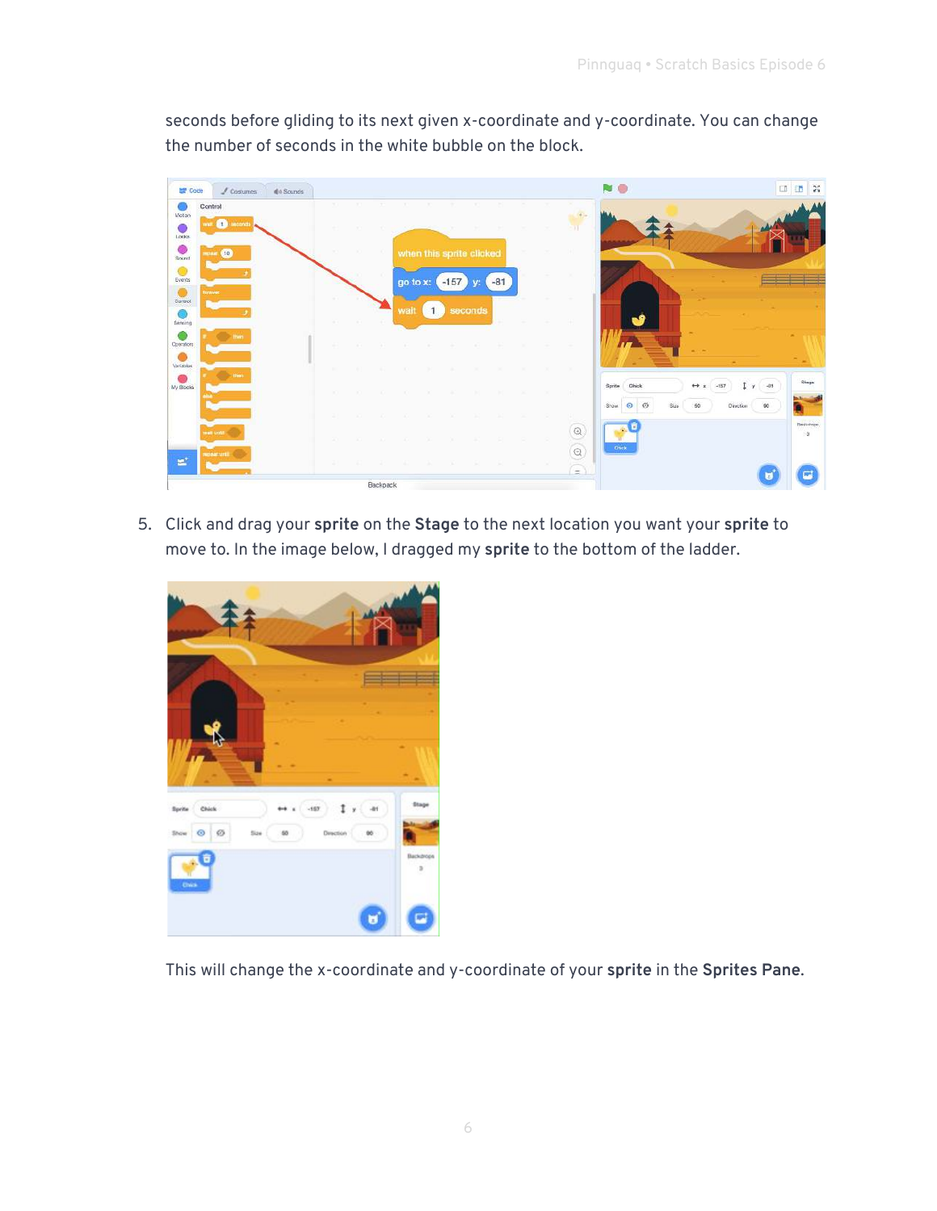seconds before gliding to its next given x-coordinate and y-coordinate. You can change the number of seconds in the white bubble on the block.

5. Click and drag your **sprite** on the **Stage** to the next location you want your **sprite** to move to. In the image below, I dragged my **sprite** to the bottom of the ladder.

This will change the x-coordinate and y-coordinate of your **sprite** in the **Sprites Pane**.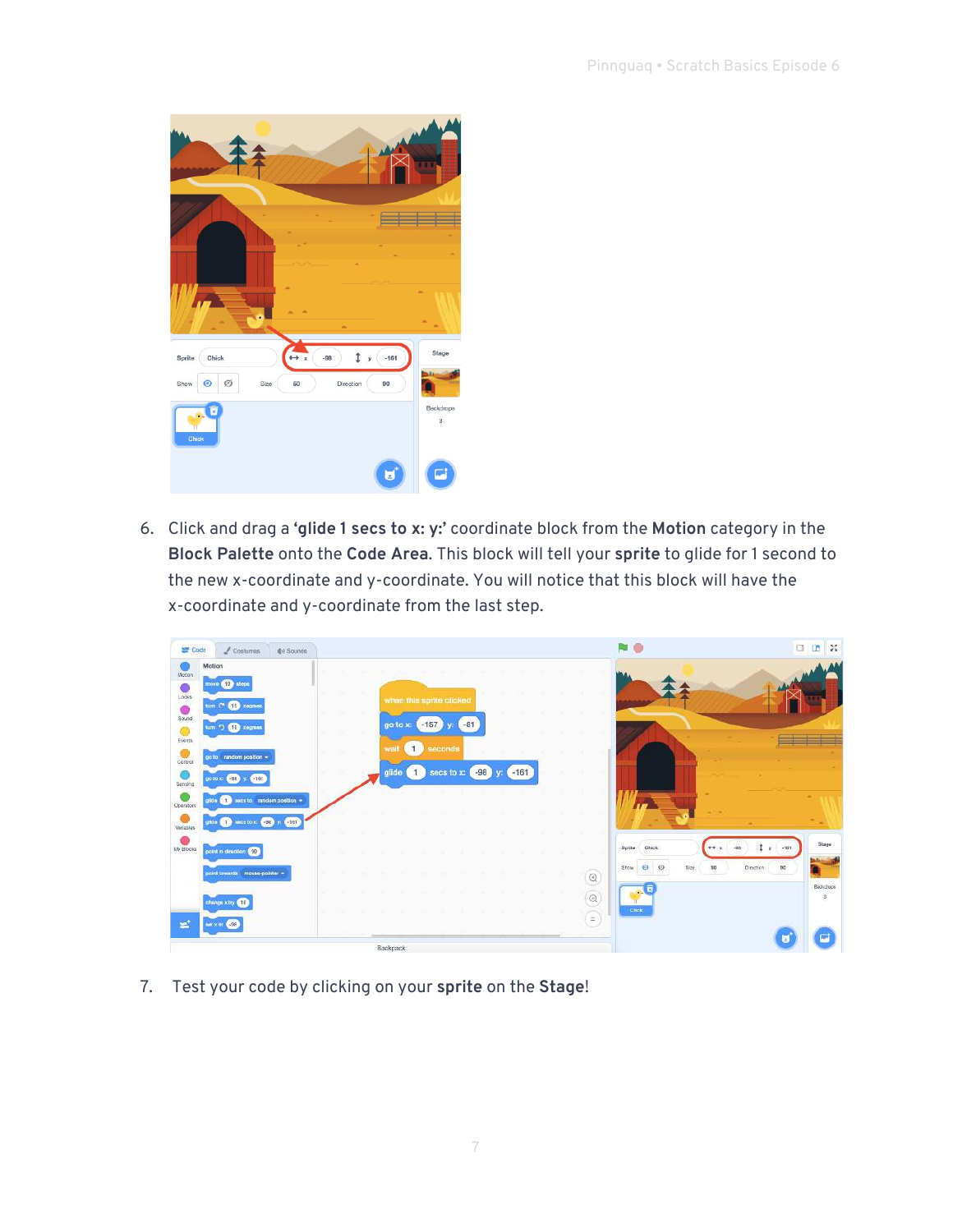6. Click and drag a **'glide 1 secs to x: y:'** coordinate block from the **Motion** category in the **Block Palette** onto the **Code Area**. This block will tell your **sprite** to glide for 1 second to the new x-coordinate and y-coordinate. You will notice that this block will have the x-coordinate and y-coordinate from the last step.

7. Test your code by clicking on your **sprite** on the **Stage**!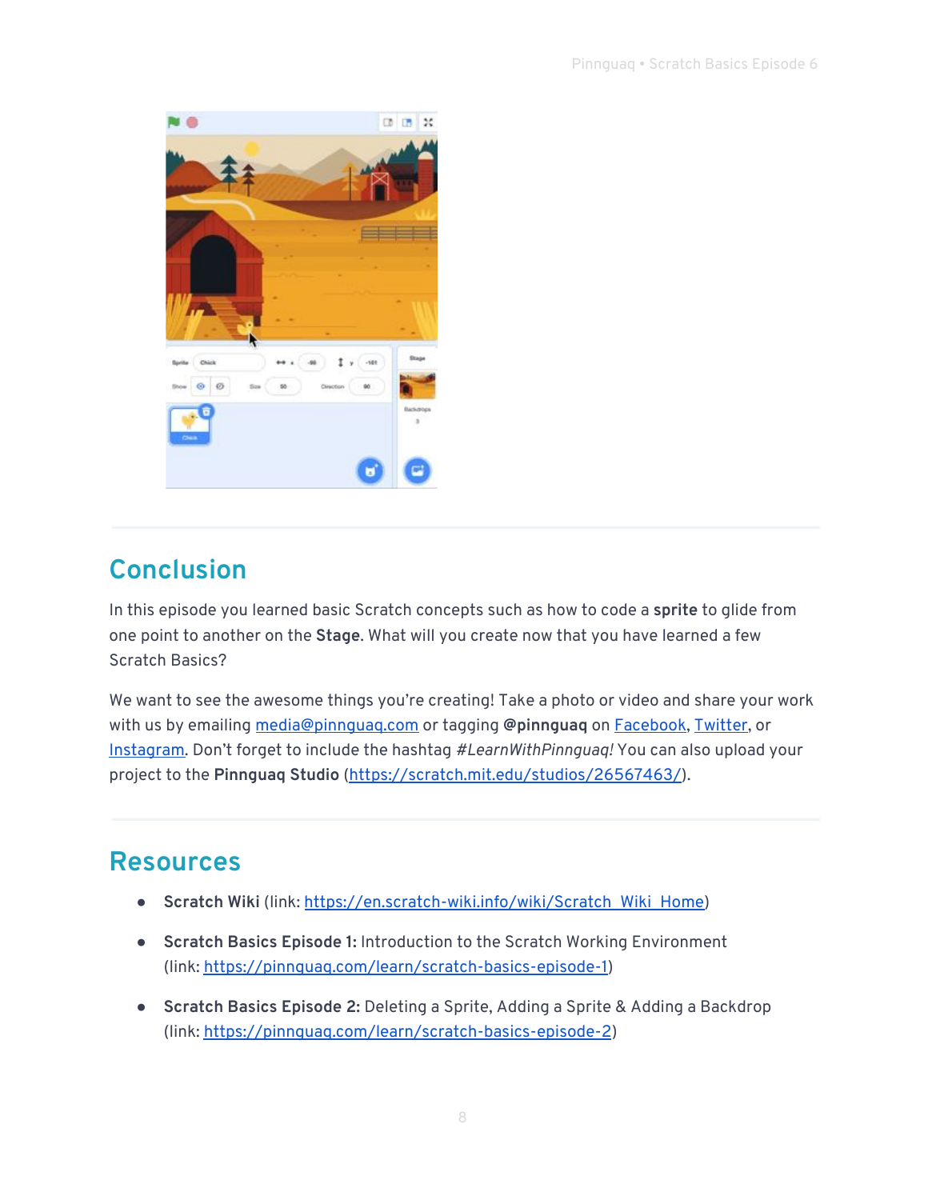## Conclusion

In this episode you learned basic Scratch concepts such as how to code a **sprite** to glide from one point to another on the **Stage**. What will you create now that you have learned a few Scratch Basics?

We want to see the awesome things you're creating! Take a photo or video and share your work with us by emailing media@pinnguaq.com or tagging **@pinnguaq** on Facebook, Twitter, or Instagram. Don't forget to include the hashtag *#LearnWithPinnguaq!* You can also upload your project to the **Pinnguaq Studio** (https://scratch.mit.edu/studios/26567463/).

## Resources

- **Scratch Wiki** (link: https://en.scratch-wiki.info/wiki/Scratch_Wiki_Home)
- **Scratch Basics Episode 1:** Introduction to the Scratch Working Environment (link: https://pinnguaq.com/learn/scratch-basics-episode-1)
- **Scratch Basics Episode 2:** Deleting a Sprite, Adding a Sprite & Adding a Backdrop (link: https://pinnguaq.com/learn/scratch-basics-episode-2)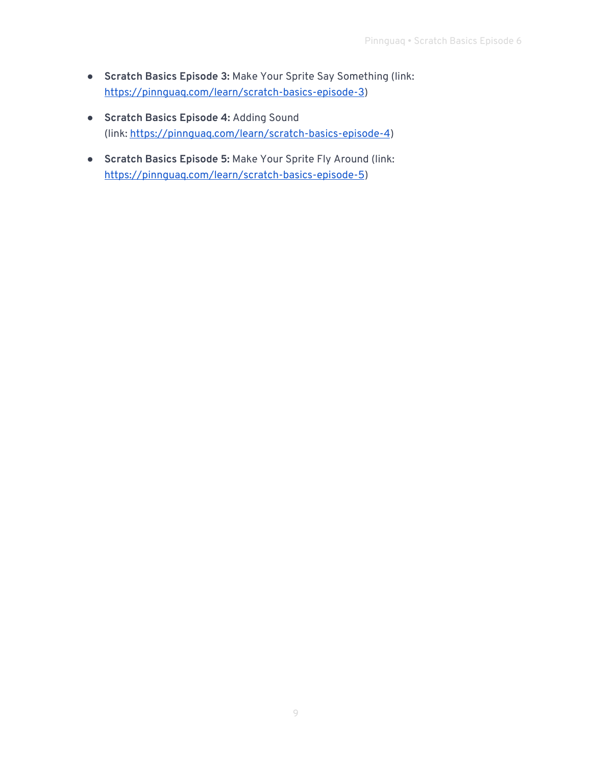- **Scratch Basics Episode 3:** Make Your Sprite Say Something (link: https://pinnguaq.com/learn/scratch-basics-episode-3)
- **Scratch Basics Episode 4:** Adding Sound (link: https://pinnguaq.com/learn/scratch-basics-episode-4)
- **Scratch Basics Episode 5:** Make Your Sprite Fly Around (link: https://pinnguaq.com/learn/scratch-basics-episode-5)